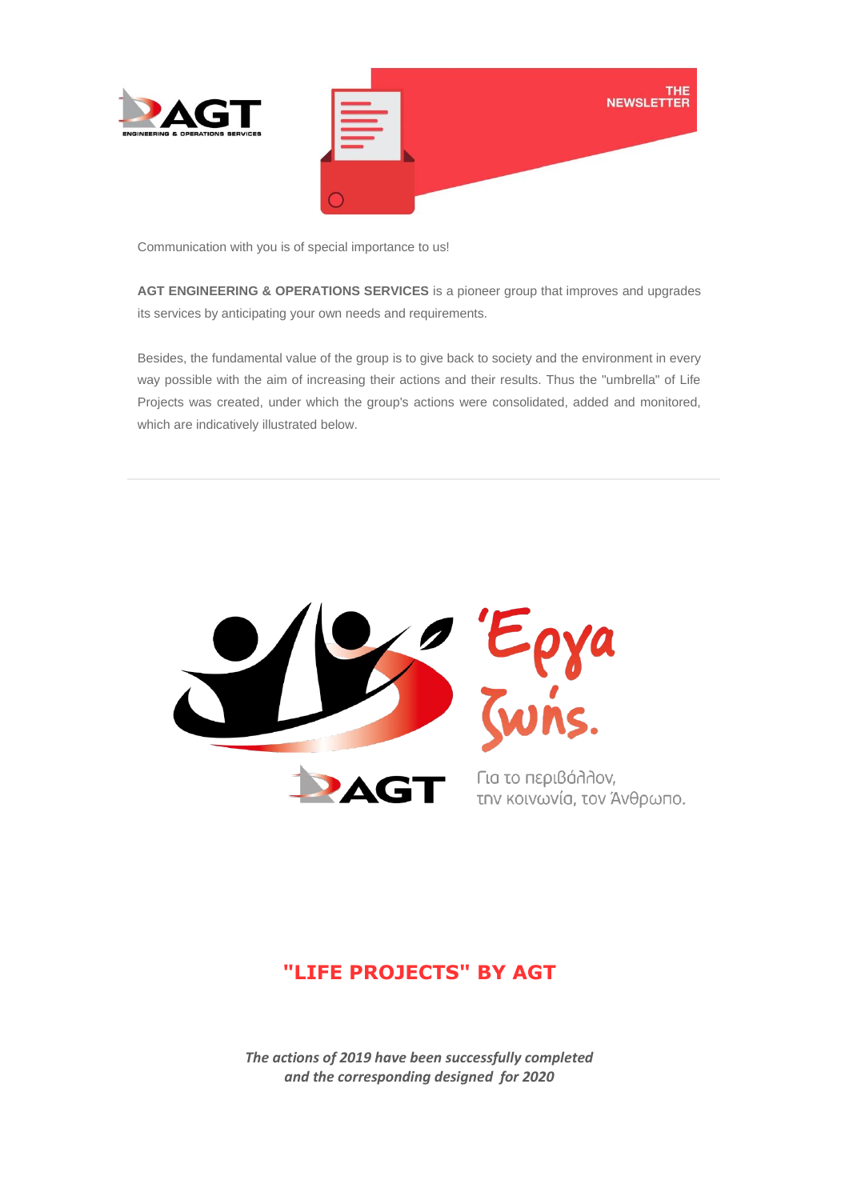THE NEWSLETTER

Communication with you is of special importance to us!

**AGT ENGINEERING & OPERATIONS SERVICES** is a pioneer group that improves and upgrades its services by anticipating your own needs and requirements.

Besides, the fundamental value of the group is to give back to society and the environment in every way possible with the aim of increasing their actions and their results. Thus the "umbrella" of Life Projects was created, under which the group's actions were consolidated, added and monitored, which are indicatively illustrated below.

---

'Εργα ζωής.

Για το περιβάλλον, την κοινωνία, τον Άνθρωπο.

## "LIFE PROJECTS" BY AGT

***The actions of 2019 have been successfully completed and the corresponding designed for 2020***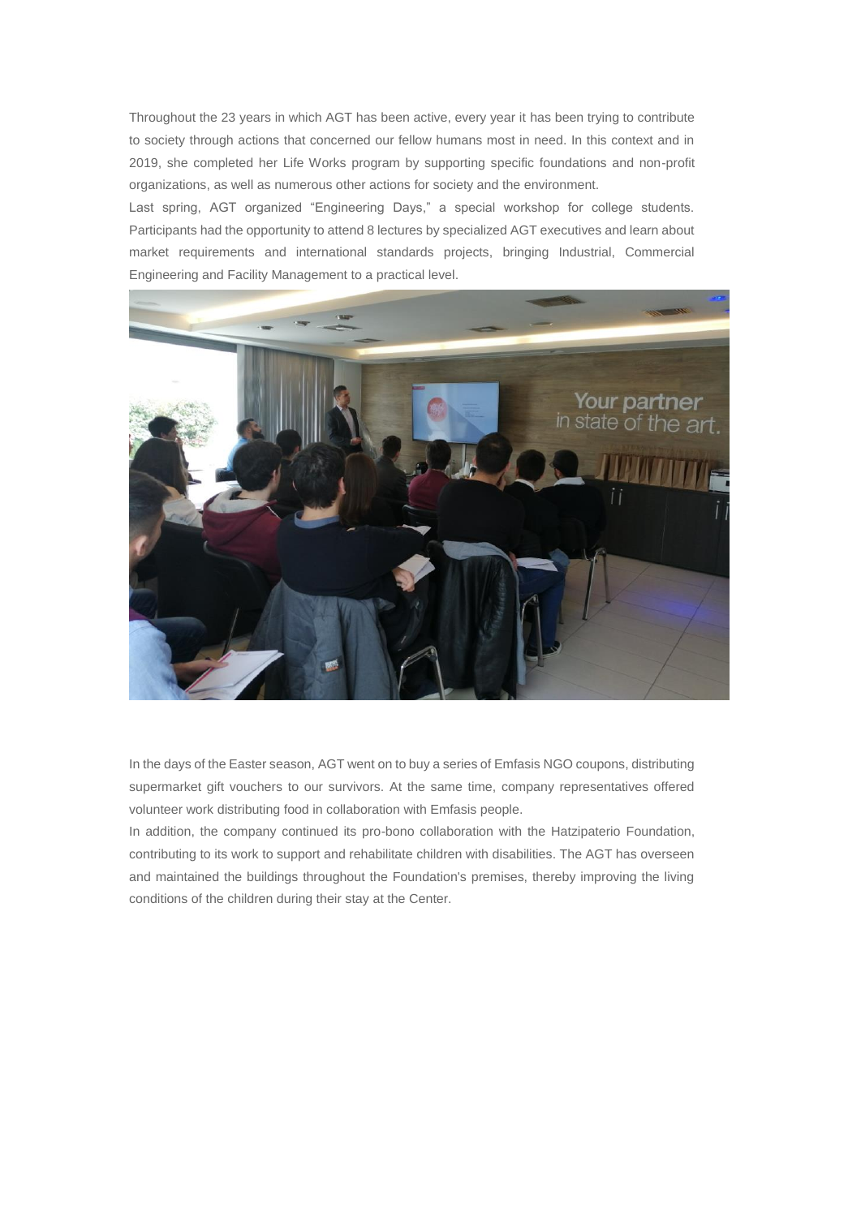Throughout the 23 years in which AGT has been active, every year it has been trying to contribute to society through actions that concerned our fellow humans most in need. In this context and in 2019, she completed her Life Works program by supporting specific foundations and non-profit organizations, as well as numerous other actions for society and the environment.

Last spring, AGT organized "Engineering Days," a special workshop for college students. Participants had the opportunity to attend 8 lectures by specialized AGT executives and learn about market requirements and international standards projects, bringing Industrial, Commercial Engineering and Facility Management to a practical level.

In the days of the Easter season, AGT went on to buy a series of Emfasis NGO coupons, distributing supermarket gift vouchers to our survivors. At the same time, company representatives offered volunteer work distributing food in collaboration with Emfasis people.

In addition, the company continued its pro-bono collaboration with the Hatzipaterio Foundation, contributing to its work to support and rehabilitate children with disabilities. The AGT has overseen and maintained the buildings throughout the Foundation's premises, thereby improving the living conditions of the children during their stay at the Center.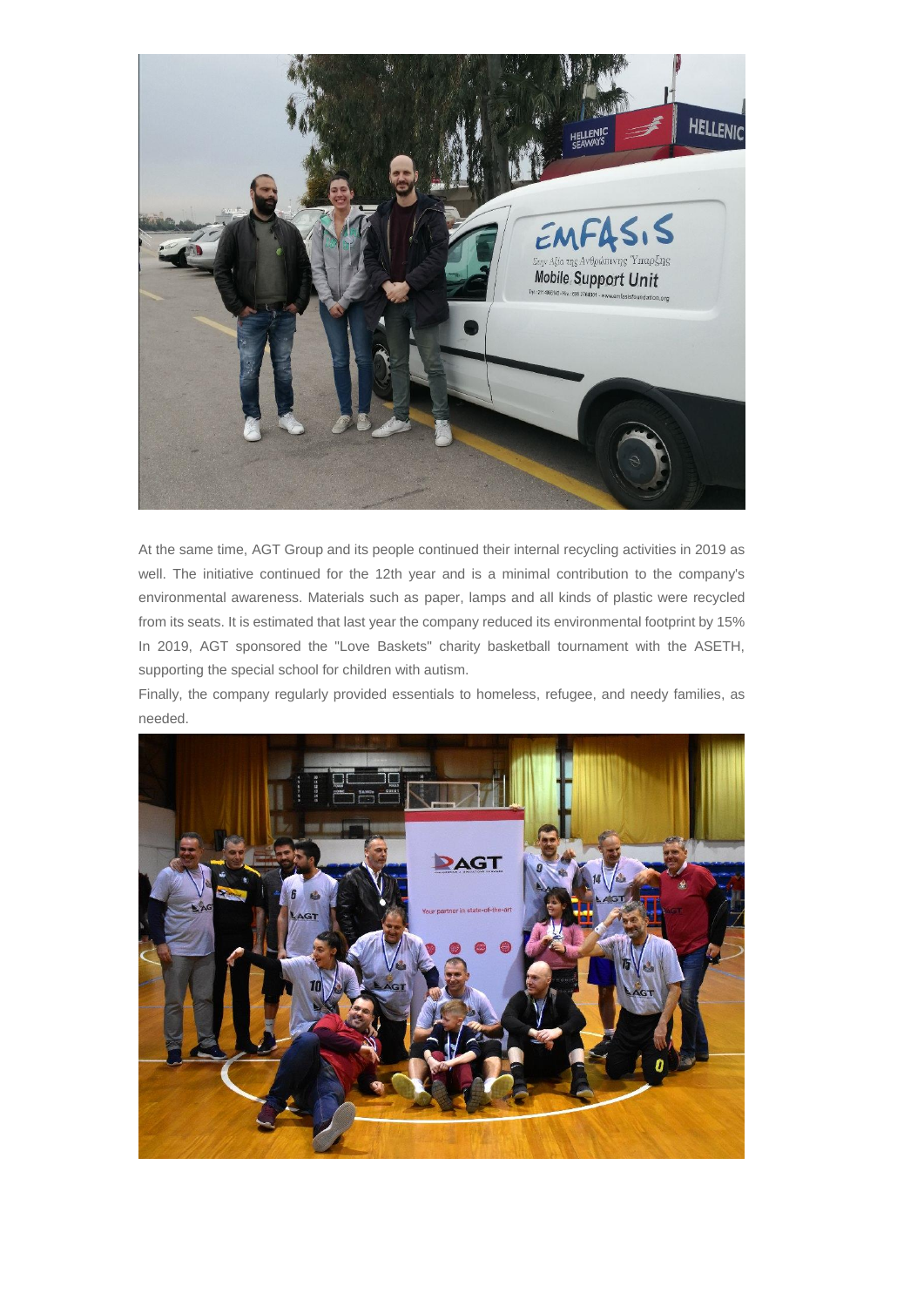At the same time, AGT Group and its people continued their internal recycling activities in 2019 as well. The initiative continued for the 12th year and is a minimal contribution to the company's environmental awareness. Materials such as paper, lamps and all kinds of plastic were recycled from its seats. It is estimated that last year the company reduced its environmental footprint by 15% In 2019, AGT sponsored the "Love Baskets" charity basketball tournament with the ASETH, supporting the special school for children with autism.

Finally, the company regularly provided essentials to homeless, refugee, and needy families, as needed.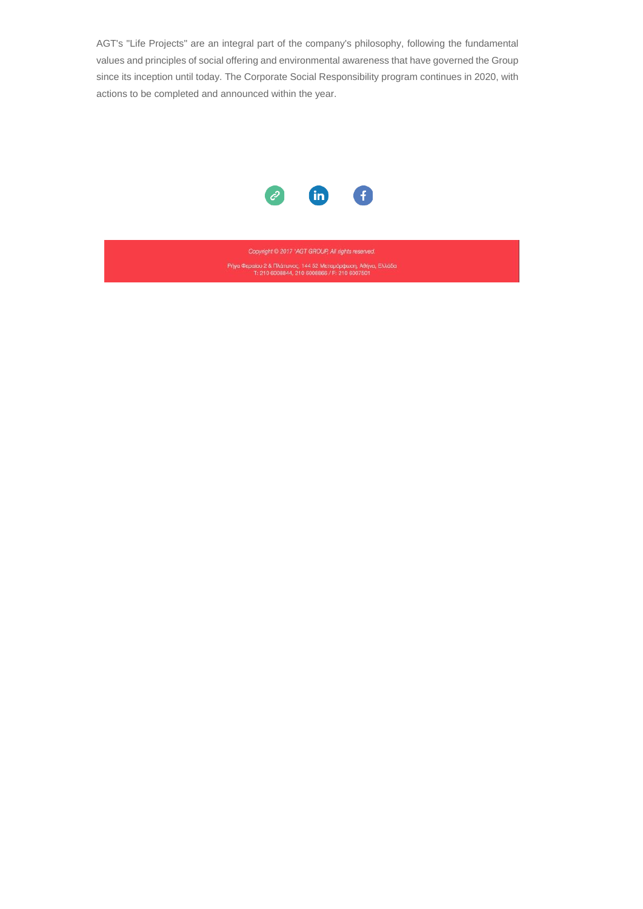AGT's "Life Projects" are an integral part of the company's philosophy, following the fundamental values and principles of social offering and environmental awareness that have governed the Group since its inception until today. The Corporate Social Responsibility program continues in 2020, with actions to be completed and announced within the year.

*Copyright © 2017 'AGT GROUP, All rights reserved.*

Ρήγα Φεραίου 2 & Πλάτωνος, 144 52 Μεταμόρφωση, Αθήνα, Ελλάδα
T: 210 6008844, 210 6008666 / F: 210 6007501